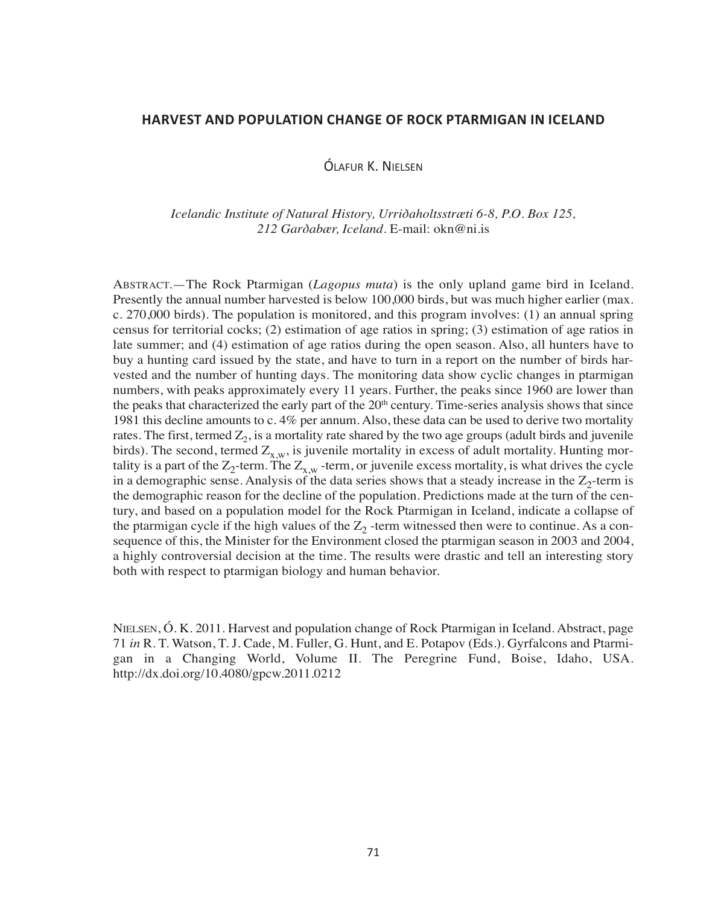# HARVEST AND POPULATION CHANGE OF ROCK PTARMIGAN IN ICELAND

ÓLAFUR K. NIELSEN

*Icelandic Institute of Natural History, Urriðaholtsstræti 6-8, P.O. Box 125, 212 Garðabær, Iceland.* E-mail: okn@ni.is

ABSTRACT.—The Rock Ptarmigan (*Lagopus muta*) is the only upland game bird in Iceland. Presently the annual number harvested is below 100,000 birds, but was much higher earlier (max. c. 270,000 birds). The population is monitored, and this program involves: (1) an annual spring census for territorial cocks; (2) estimation of age ratios in spring; (3) estimation of age ratios in late summer; and (4) estimation of age ratios during the open season. Also, all hunters have to buy a hunting card issued by the state, and have to turn in a report on the number of birds harvested and the number of hunting days. The monitoring data show cyclic changes in ptarmigan numbers, with peaks approximately every 11 years. Further, the peaks since 1960 are lower than the peaks that characterized the early part of the 20th century. Time-series analysis shows that since 1981 this decline amounts to c. 4% per annum. Also, these data can be used to derive two mortality rates. The first, termed $Z_2$, is a mortality rate shared by the two age groups (adult birds and juvenile birds). The second, termed $Z_{x,w}$, is juvenile mortality in excess of adult mortality. Hunting mortality is a part of the $Z_2$-term. The $Z_{x,w}$ -term, or juvenile excess mortality, is what drives the cycle in a demographic sense. Analysis of the data series shows that a steady increase in the $Z_2$-term is the demographic reason for the decline of the population. Predictions made at the turn of the century, and based on a population model for the Rock Ptarmigan in Iceland, indicate a collapse of the ptarmigan cycle if the high values of the $Z_2$ -term witnessed then were to continue. As a consequence of this, the Minister for the Environment closed the ptarmigan season in 2003 and 2004, a highly controversial decision at the time. The results were drastic and tell an interesting story both with respect to ptarmigan biology and human behavior.

NIELSEN, Ó. K. 2011. Harvest and population change of Rock Ptarmigan in Iceland. Abstract, page 71 *in* R. T. Watson, T. J. Cade, M. Fuller, G. Hunt, and E. Potapov (Eds.). Gyrfalcons and Ptarmigan in a Changing World, Volume II. The Peregrine Fund, Boise, Idaho, USA. http://dx.doi.org/10.4080/gpcw.2011.0212